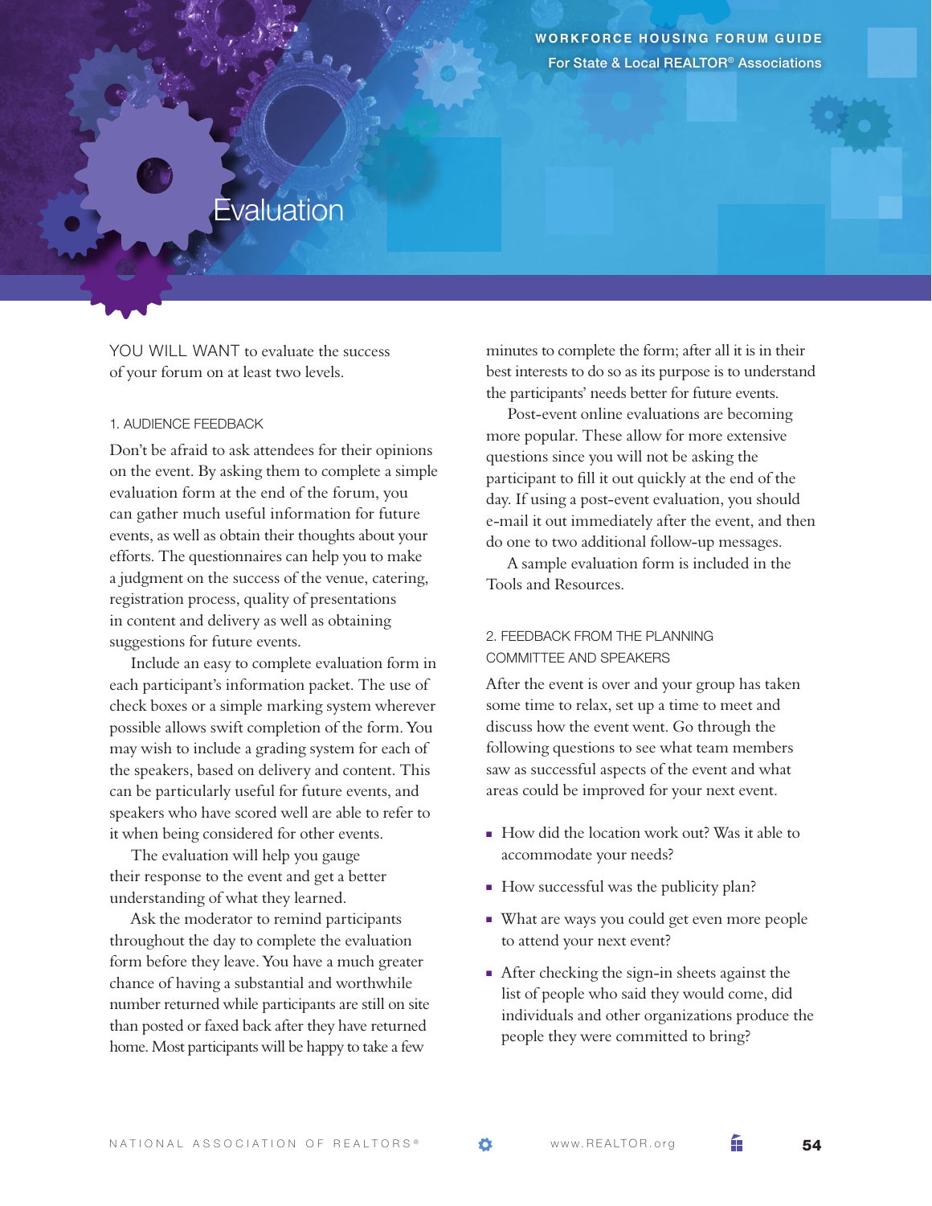// Evaluation

YOU WILL WANT to evaluate the success of your forum on at least two levels.

### 1. AUDIENCE FEEDBACK

Don't be afraid to ask attendees for their opinions on the event. By asking them to complete a simple evaluation form at the end of the forum, you can gather much useful information for future events, as well as obtain their thoughts about your efforts. The questionnaires can help you to make a judgment on the success of the venue, catering, registration process, quality of presentations in content and delivery as well as obtaining suggestions for future events.

Include an easy to complete evaluation form in each participant's information packet. The use of check boxes or a simple marking system wherever possible allows swift completion of the form. You may wish to include a grading system for each of the speakers, based on delivery and content. This can be particularly useful for future events, and speakers who have scored well are able to refer to it when being considered for other events.

The evaluation will help you gauge their response to the event and get a better understanding of what they learned.

Ask the moderator to remind participants throughout the day to complete the evaluation form before they leave. You have a much greater chance of having a substantial and worthwhile number returned while participants are still on site than posted or faxed back after they have returned home. Most participants will be happy to take a few minutes to complete the form; after all it is in their best interests to do so as its purpose is to understand the participants' needs better for future events.

Post-event online evaluations are becoming more popular. These allow for more extensive questions since you will not be asking the participant to fill it out quickly at the end of the day. If using a post-event evaluation, you should e-mail it out immediately after the event, and then do one to two additional follow-up messages.

A sample evaluation form is included in the Tools and Resources.

### 2. FEEDBACK FROM THE PLANNING COMMITTEE AND SPEAKERS

After the event is over and your group has taken some time to relax, set up a time to meet and discuss how the event went. Go through the following questions to see what team members saw as successful aspects of the event and what areas could be improved for your next event.

- How did the location work out? Was it able to accommodate your needs?
- How successful was the publicity plan?
- What are ways you could get even more people to attend your next event?
- After checking the sign-in sheets against the list of people who said they would come, did individuals and other organizations produce the people they were committed to bring?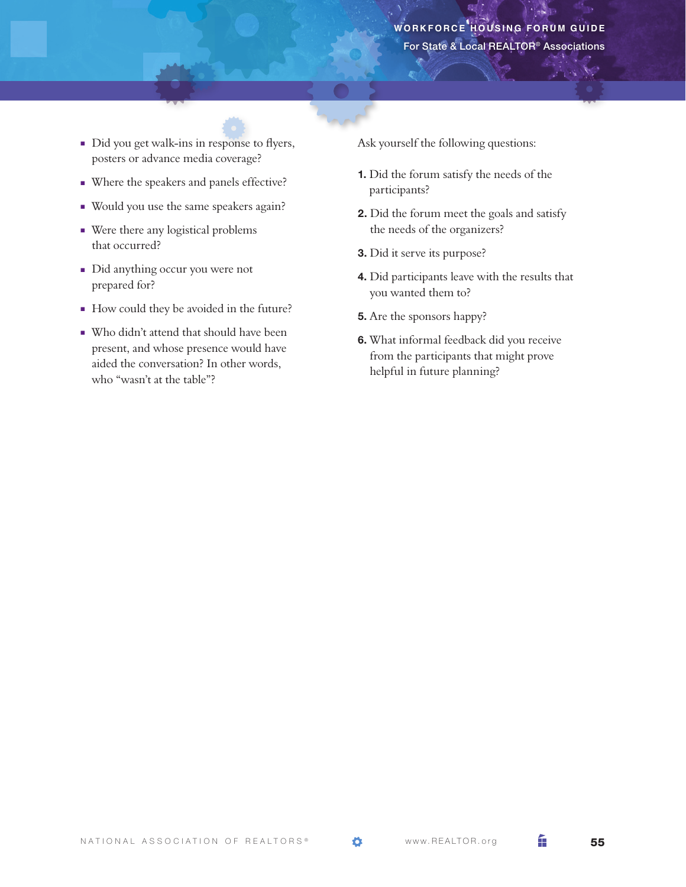- Did you get walk-ins in response to flyers, posters or advance media coverage?
- Where the speakers and panels effective?
- Would you use the same speakers again?
- Were there any logistical problems that occurred?
- Did anything occur you were not prepared for?
- How could they be avoided in the future?
- Who didn't attend that should have been present, and whose presence would have aided the conversation? In other words, who "wasn't at the table"?

Ask yourself the following questions:

1. Did the forum satisfy the needs of the participants?
2. Did the forum meet the goals and satisfy the needs of the organizers?
3. Did it serve its purpose?
4. Did participants leave with the results that you wanted them to?
5. Are the sponsors happy?
6. What informal feedback did you receive from the participants that might prove helpful in future planning?